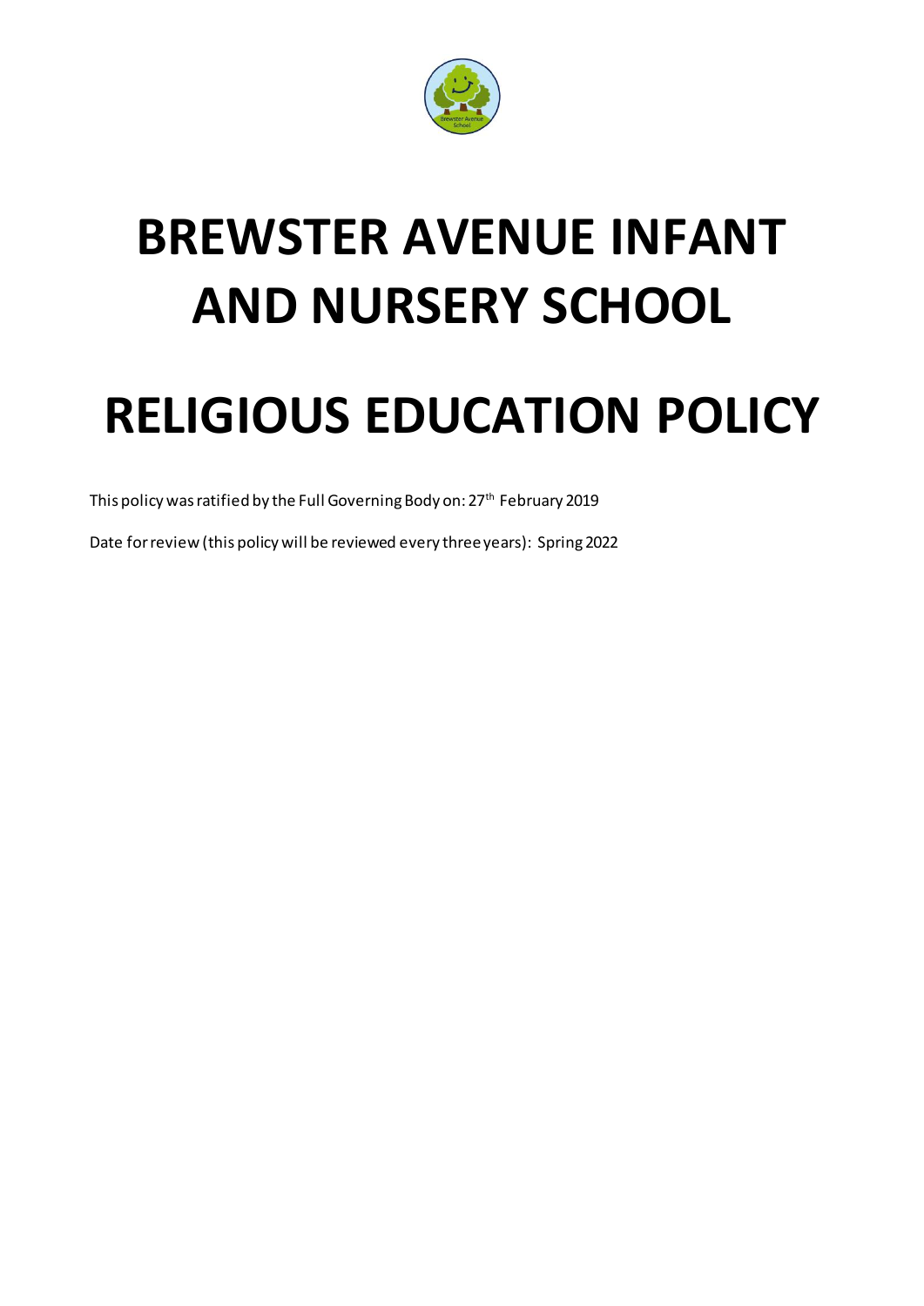# BREWSTER AVENUE INFANT AND NURSERY SCHOOL

# RELIGIOUS EDUCATION POLICY

This policy was ratified by the Full Governing Body on: 27th February 2019

Date for review (this policy will be reviewed every three years): Spring 2022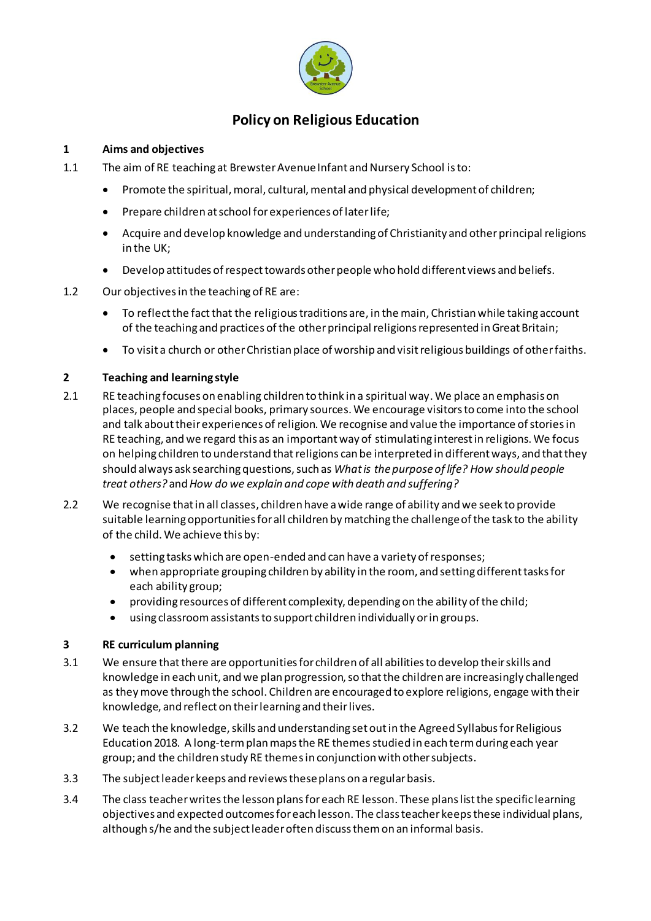# Policy on Religious Education

## 1 Aims and objectives

1.1 The aim of RE teaching at Brewster Avenue Infant and Nursery School is to:

- Promote the spiritual, moral, cultural, mental and physical development of children;
- Prepare children at school for experiences of later life;
- Acquire and develop knowledge and understanding of Christianity and other principal religions in the UK;
- Develop attitudes of respect towards other people who hold different views and beliefs.

1.2 Our objectives in the teaching of RE are:

- To reflect the fact that the religious traditions are, in the main, Christian while taking account of the teaching and practices of the other principal religions represented in Great Britain;
- To visit a church or other Christian place of worship and visit religious buildings of other faiths.

## 2 Teaching and learning style

2.1 RE teaching focuses on enabling children to think in a spiritual way. We place an emphasis on places, people and special books, primary sources. We encourage visitors to come into the school and talk about their experiences of religion. We recognise and value the importance of stories in RE teaching, and we regard this as an important way of stimulating interest in religions. We focus on helping children to understand that religions can be interpreted in different ways, and that they should always ask searching questions, such as *What is the purpose of life? How should people treat others?* and *How do we explain and cope with death and suffering?*

2.2 We recognise that in all classes, children have a wide range of ability and we seek to provide suitable learning opportunities for all children by matching the challenge of the task to the ability of the child. We achieve this by:

- setting tasks which are open-ended and can have a variety of responses;
- when appropriate grouping children by ability in the room, and setting different tasks for each ability group;
- providing resources of different complexity, depending on the ability of the child;
- using classroom assistants to support children individually or in groups.

## 3 RE curriculum planning

3.1 We ensure that there are opportunities for children of all abilities to develop their skills and knowledge in each unit, and we plan progression, so that the children are increasingly challenged as they move through the school. Children are encouraged to explore religions, engage with their knowledge, and reflect on their learning and their lives.

3.2 We teach the knowledge, skills and understanding set out in the Agreed Syllabus for Religious Education 2018. A long-term plan maps the RE themes studied in each term during each year group; and the children study RE themes in conjunction with other subjects.

3.3 The subject leader keeps and reviews these plans on a regular basis.

3.4 The class teacher writes the lesson plans for each RE lesson. These plans list the specific learning objectives and expected outcomes for each lesson. The class teacher keeps these individual plans, although s/he and the subject leader often discuss them on an informal basis.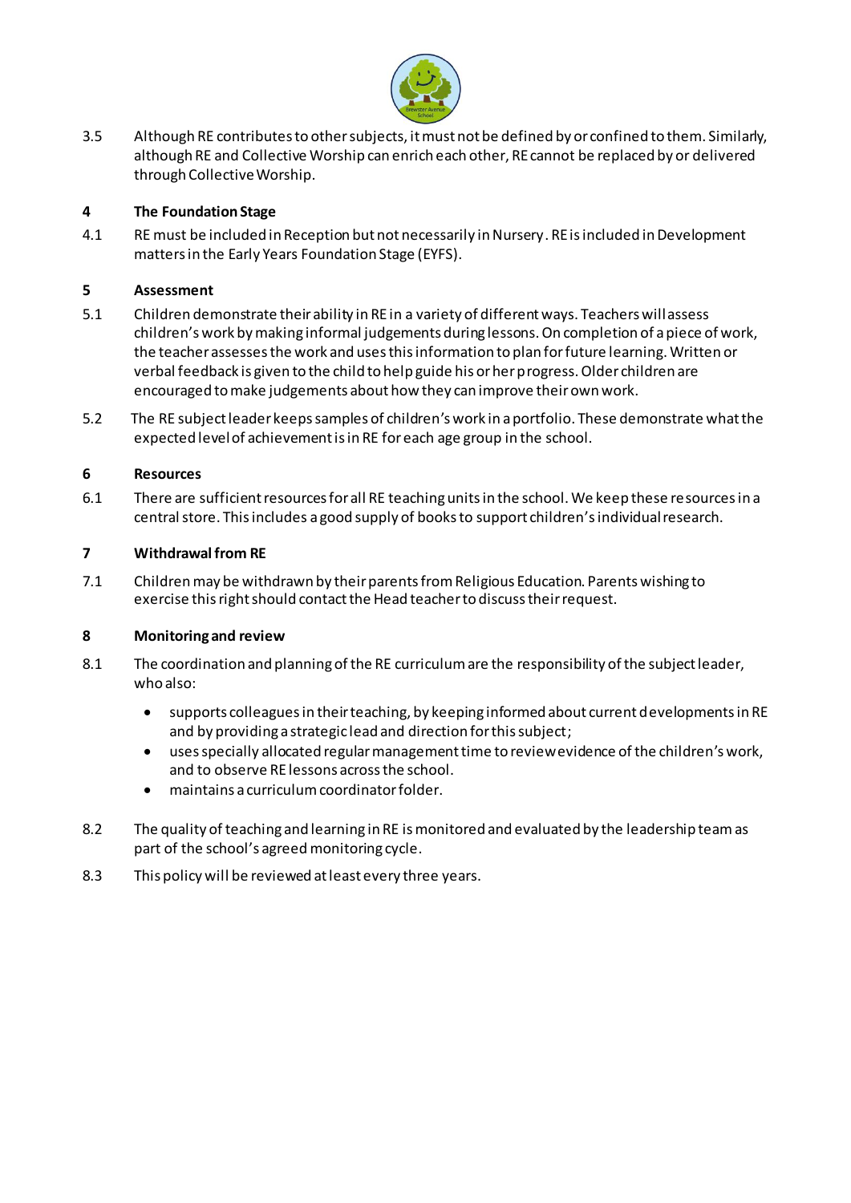3.5 Although RE contributes to other subjects, it must not be defined by or confined to them. Similarly, although RE and Collective Worship can enrich each other, RE cannot be replaced by or delivered through Collective Worship.

## 4 The Foundation Stage

4.1 RE must be included in Reception but not necessarily in Nursery. RE is included in Development matters in the Early Years Foundation Stage (EYFS).

## 5 Assessment

5.1 Children demonstrate their ability in RE in a variety of different ways. Teachers will assess children's work by making informal judgements during lessons. On completion of a piece of work, the teacher assesses the work and uses this information to plan for future learning. Written or verbal feedback is given to the child to help guide his or her progress. Older children are encouraged to make judgements about how they can improve their own work.

5.2 The RE subject leader keeps samples of children's work in a portfolio. These demonstrate what the expected level of achievement is in RE for each age group in the school.

## 6 Resources

6.1 There are sufficient resources for all RE teaching units in the school. We keep these resources in a central store. This includes a good supply of books to support children's individual research.

## 7 Withdrawal from RE

7.1 Children may be withdrawn by their parents from Religious Education. Parents wishing to exercise this right should contact the Head teacher to discuss their request.

## 8 Monitoring and review

8.1 The coordination and planning of the RE curriculum are the responsibility of the subject leader, who also:

- supports colleagues in their teaching, by keeping informed about current developments in RE and by providing a strategic lead and direction for this subject;
- uses specially allocated regular management time to review evidence of the children's work, and to observe RE lessons across the school.
- maintains a curriculum coordinator folder.

8.2 The quality of teaching and learning in RE is monitored and evaluated by the leadership team as part of the school's agreed monitoring cycle.

8.3 This policy will be reviewed at least every three years.